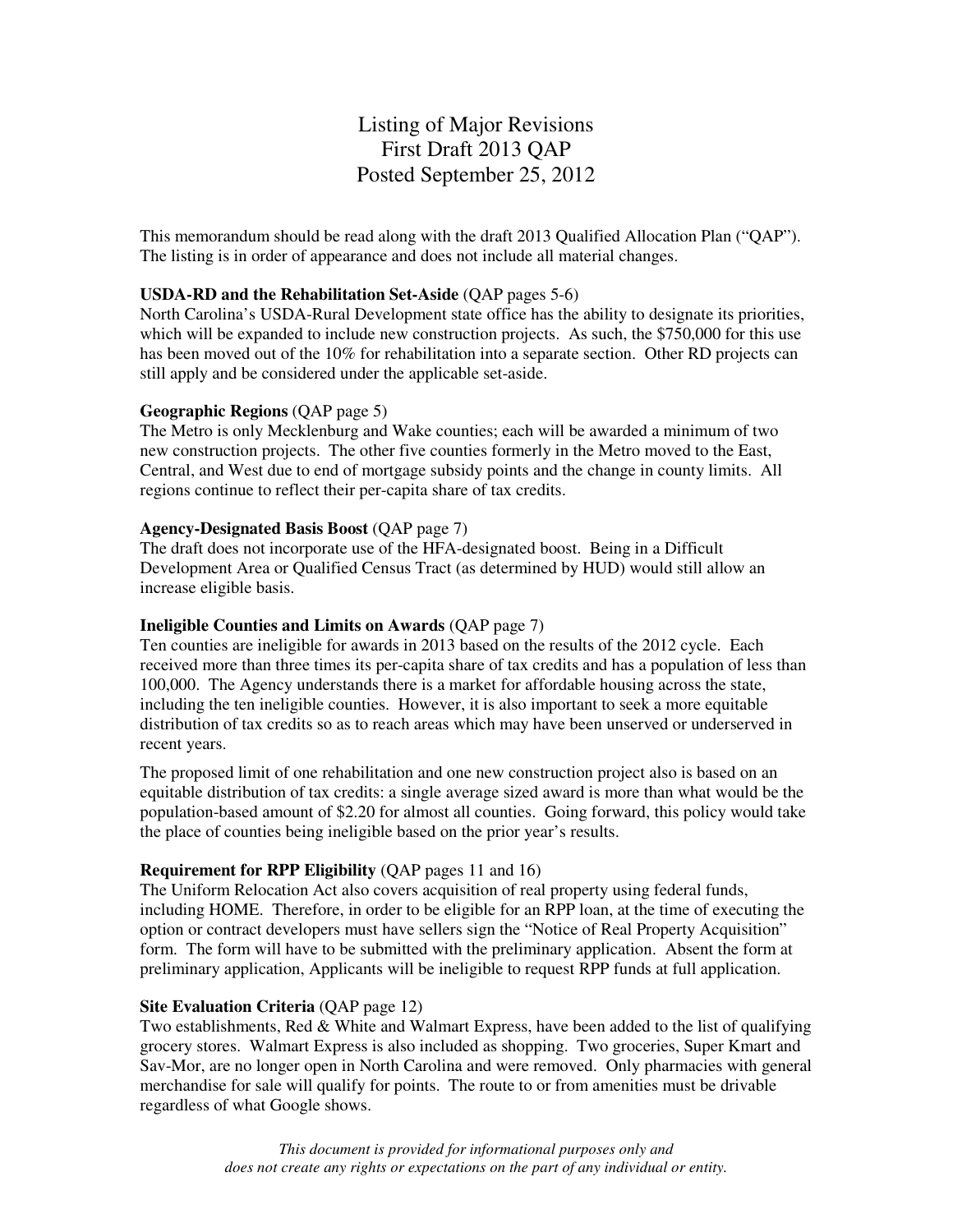# Listing of Major Revisions
# First Draft 2013 QAP
# Posted September 25, 2012

This memorandum should be read along with the draft 2013 Qualified Allocation Plan ("QAP"). The listing is in order of appearance and does not include all material changes.

**USDA-RD and the Rehabilitation Set-Aside** (QAP pages 5-6)
North Carolina's USDA-Rural Development state office has the ability to designate its priorities, which will be expanded to include new construction projects. As such, the $750,000 for this use has been moved out of the 10% for rehabilitation into a separate section. Other RD projects can still apply and be considered under the applicable set-aside.

**Geographic Regions** (QAP page 5)
The Metro is only Mecklenburg and Wake counties; each will be awarded a minimum of two new construction projects. The other five counties formerly in the Metro moved to the East, Central, and West due to end of mortgage subsidy points and the change in county limits. All regions continue to reflect their per-capita share of tax credits.

**Agency-Designated Basis Boost** (QAP page 7)
The draft does not incorporate use of the HFA-designated boost. Being in a Difficult Development Area or Qualified Census Tract (as determined by HUD) would still allow an increase eligible basis.

**Ineligible Counties and Limits on Awards** (QAP page 7)
Ten counties are ineligible for awards in 2013 based on the results of the 2012 cycle. Each received more than three times its per-capita share of tax credits and has a population of less than 100,000. The Agency understands there is a market for affordable housing across the state, including the ten ineligible counties. However, it is also important to seek a more equitable distribution of tax credits so as to reach areas which may have been unserved or underserved in recent years.

The proposed limit of one rehabilitation and one new construction project also is based on an equitable distribution of tax credits: a single average sized award is more than what would be the population-based amount of $2.20 for almost all counties. Going forward, this policy would take the place of counties being ineligible based on the prior year's results.

**Requirement for RPP Eligibility** (QAP pages 11 and 16)
The Uniform Relocation Act also covers acquisition of real property using federal funds, including HOME. Therefore, in order to be eligible for an RPP loan, at the time of executing the option or contract developers must have sellers sign the "Notice of Real Property Acquisition" form. The form will have to be submitted with the preliminary application. Absent the form at preliminary application, Applicants will be ineligible to request RPP funds at full application.

**Site Evaluation Criteria** (QAP page 12)
Two establishments, Red & White and Walmart Express, have been added to the list of qualifying grocery stores. Walmart Express is also included as shopping. Two groceries, Super Kmart and Sav-Mor, are no longer open in North Carolina and were removed. Only pharmacies with general merchandise for sale will qualify for points. The route to or from amenities must be drivable regardless of what Google shows.

*This document is provided for informational purposes only and does not create any rights or expectations on the part of any individual or entity.*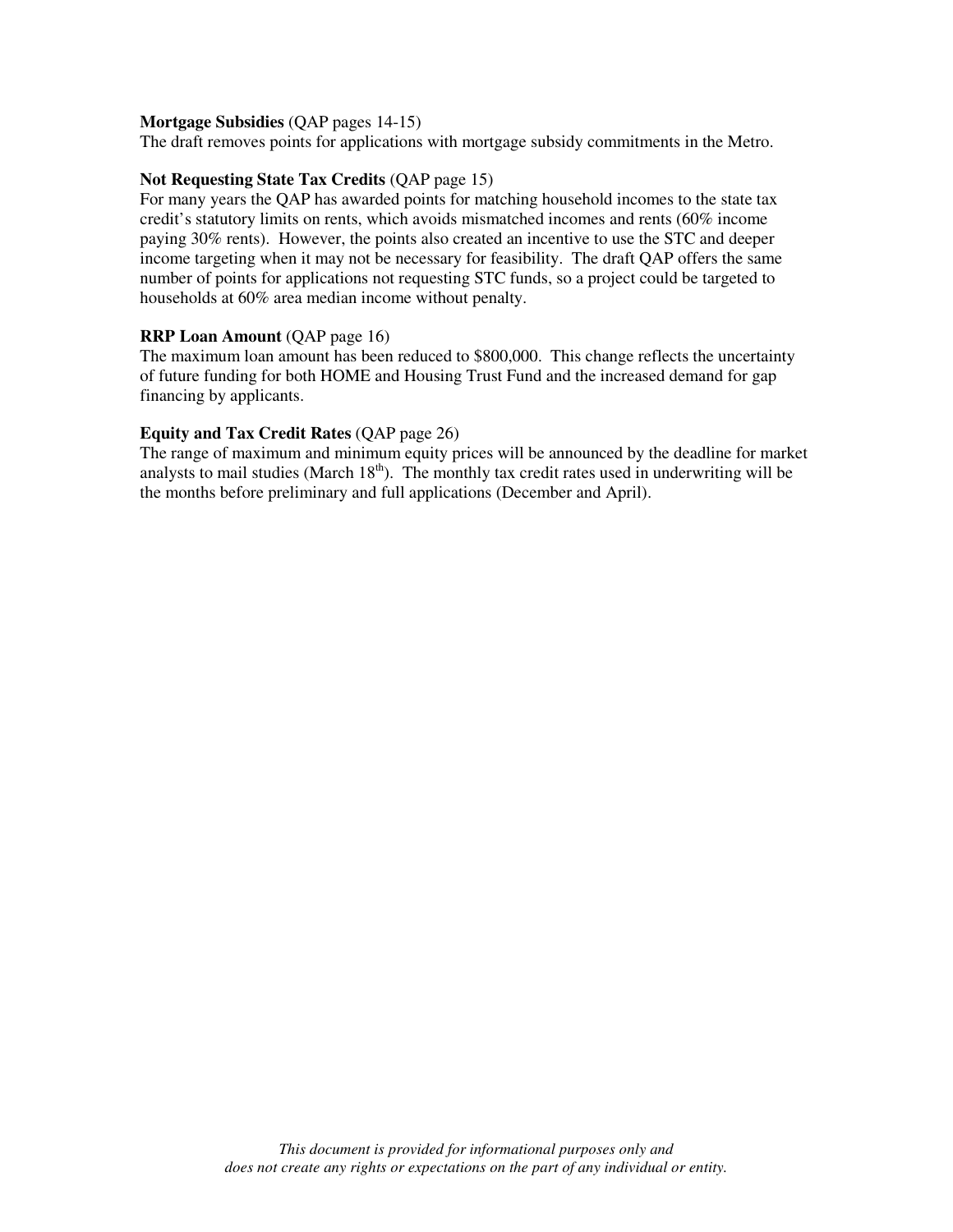**Mortgage Subsidies** (QAP pages 14-15)
The draft removes points for applications with mortgage subsidy commitments in the Metro.

**Not Requesting State Tax Credits** (QAP page 15)
For many years the QAP has awarded points for matching household incomes to the state tax credit's statutory limits on rents, which avoids mismatched incomes and rents (60% income paying 30% rents). However, the points also created an incentive to use the STC and deeper income targeting when it may not be necessary for feasibility. The draft QAP offers the same number of points for applications not requesting STC funds, so a project could be targeted to households at 60% area median income without penalty.

**RRP Loan Amount** (QAP page 16)
The maximum loan amount has been reduced to $800,000. This change reflects the uncertainty of future funding for both HOME and Housing Trust Fund and the increased demand for gap financing by applicants.

**Equity and Tax Credit Rates** (QAP page 26)
The range of maximum and minimum equity prices will be announced by the deadline for market analysts to mail studies (March 18th). The monthly tax credit rates used in underwriting will be the months before preliminary and full applications (December and April).

*This document is provided for informational purposes only and does not create any rights or expectations on the part of any individual or entity.*